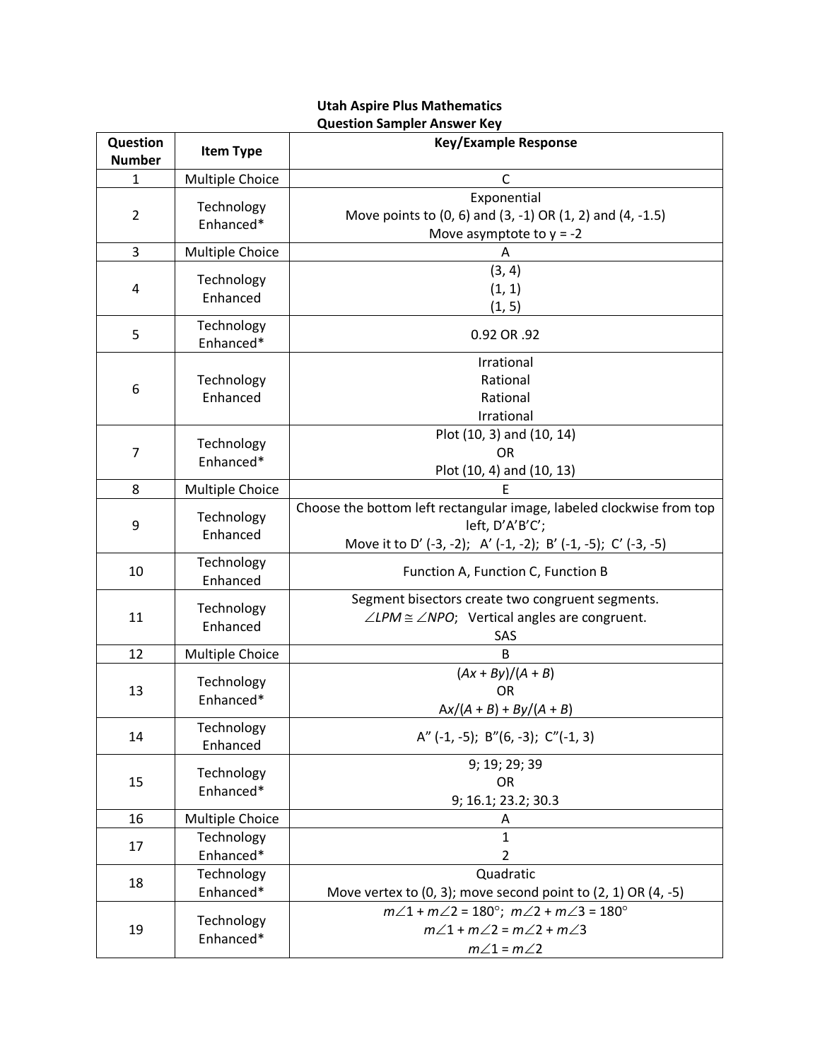**Utah Aspire Plus Mathematics**
**Question Sampler Answer Key**

| Question Number | Item Type | Key/Example Response |
|---|---|---|
| 1 | Multiple Choice | C |
| 2 | Technology Enhanced* | Exponential<br>Move points to (0, 6) and (3, -1) OR (1, 2) and (4, -1.5)<br>Move asymptote to y = -2 |
| 3 | Multiple Choice | A |
| 4 | Technology Enhanced | (3, 4)<br>(1, 1)<br>(1, 5) |
| 5 | Technology Enhanced* | 0.92 OR .92 |
| 6 | Technology Enhanced | Irrational<br>Rational<br>Rational<br>Irrational |
| 7 | Technology Enhanced* | Plot (10, 3) and (10, 14)<br>OR<br>Plot (10, 4) and (10, 13) |
| 8 | Multiple Choice | E |
| 9 | Technology Enhanced | Choose the bottom left rectangular image, labeled clockwise from top left, D'A'B'C';<br>Move it to D' (-3, -2); A' (-1, -2); B' (-1, -5); C' (-3, -5) |
| 10 | Technology Enhanced | Function A, Function C, Function B |
| 11 | Technology Enhanced | Segment bisectors create two congruent segments.<br>$\angle LPM \cong \angle NPO$; Vertical angles are congruent.<br>SAS |
| 12 | Multiple Choice | B |
| 13 | Technology Enhanced* | $(Ax + By)/(A + B)$<br>OR<br>$Ax/(A + B) + By/(A + B)$ |
| 14 | Technology Enhanced | A" (-1, -5); B"(6, -3); C"(-1, 3) |
| 15 | Technology Enhanced* | 9; 19; 29; 39<br>OR<br>9; 16.1; 23.2; 30.3 |
| 16 | Multiple Choice | A |
| 17 | Technology Enhanced* | 1<br>2 |
| 18 | Technology Enhanced* | Quadratic<br>Move vertex to (0, 3); move second point to (2, 1) OR (4, -5) |
| 19 | Technology Enhanced* | $m\angle 1 + m\angle 2 = 180^\circ$; $m\angle 2 + m\angle 3 = 180^\circ$<br>$m\angle 1 + m\angle 2 = m\angle 2 + m\angle 3$<br>$m\angle 1 = m\angle 2$ |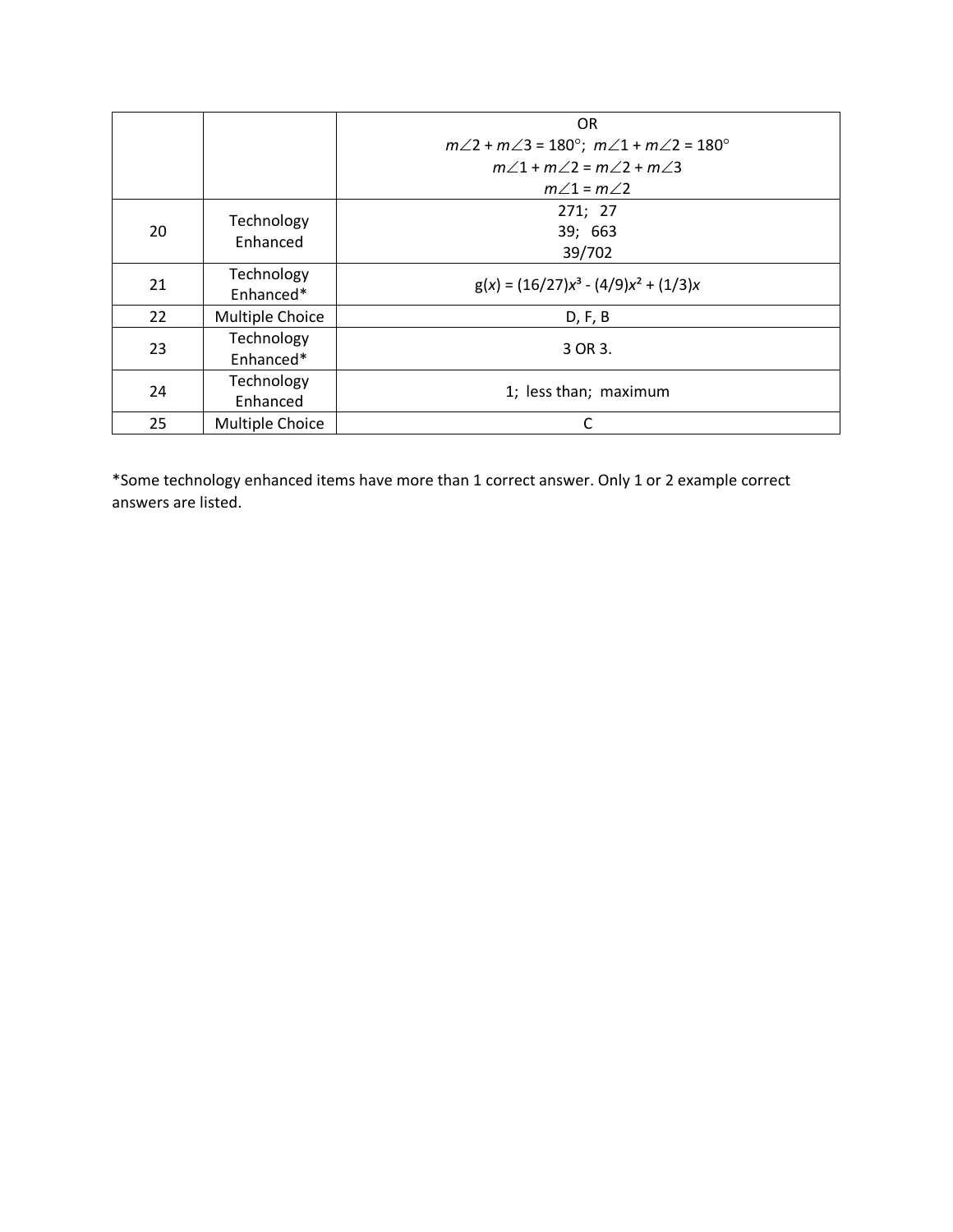| | | |
|---|---|---|
| | | OR<br>$m\angle 2 + m\angle 3 = 180^\circ$; $m\angle 1 + m\angle 2 = 180^\circ$<br>$m\angle 1 + m\angle 2 = m\angle 2 + m\angle 3$<br>$m\angle 1 = m\angle 2$ |
| 20 | Technology Enhanced | 271; 27<br>39; 663<br>39/702 |
| 21 | Technology Enhanced* | $g(x) = (16/27)x^3 - (4/9)x^2 + (1/3)x$ |
| 22 | Multiple Choice | D, F, B |
| 23 | Technology Enhanced* | 3 OR 3. |
| 24 | Technology Enhanced | 1; less than; maximum |
| 25 | Multiple Choice | C |

*Some technology enhanced items have more than 1 correct answer. Only 1 or 2 example correct answers are listed.